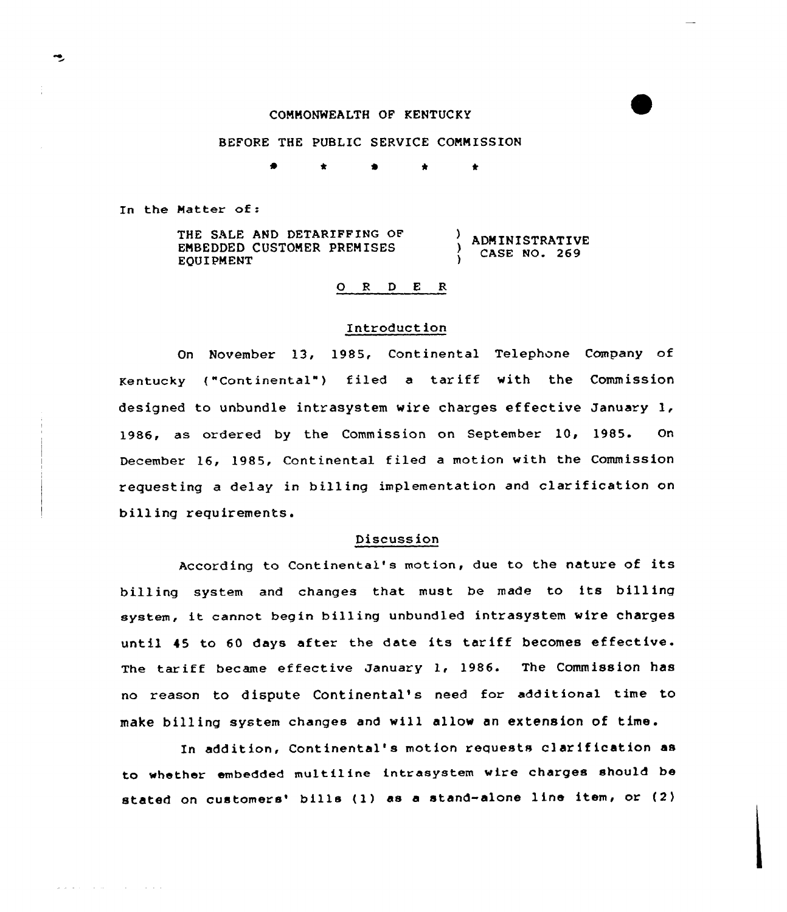COMMONWEALTH OF KENTUCKY

BEFORE THE PUBLIC SERVICE COMMISSION

\* \* \* \* \*

In the Matter of:

THE SALE AND DETARIFFING OF EMBEDDED CUSTOMER PREMISES EQUIPMENT ) ADMINISTRATIVE CASE NO. 269

# O R D E R

## Introduction

On November 13, 1985, Continental Telephone Company of Kentucky ("Continental") filed a tariff with the Commission designed to unbundle intrasystem wire charges effective January 1, 1986, as ordered by the Commission on September 10, 1985. On December 16, 1985, Continental filed a motion with the Commission requesting a delay in billing implementation and clarification on billing requirements.

## Discussion

According to Continental's motion, due to the nature of its billing system and changes that must be made to its billing system, it cannot begin billing unbundled intrasystem wire charges until 45 to 60 days after the date its tariff becomes effective. The tariff became effective January 1, 1986. The Commission has no reason to dispute Continental's need for additional time to make billing system changes and will allow an extension of time.

In addition, Continental's motion requests clarification as to whether embedded multiline intrasystem wire charges should be stated on customers' bills (1) as a stand-alone line item, or (2)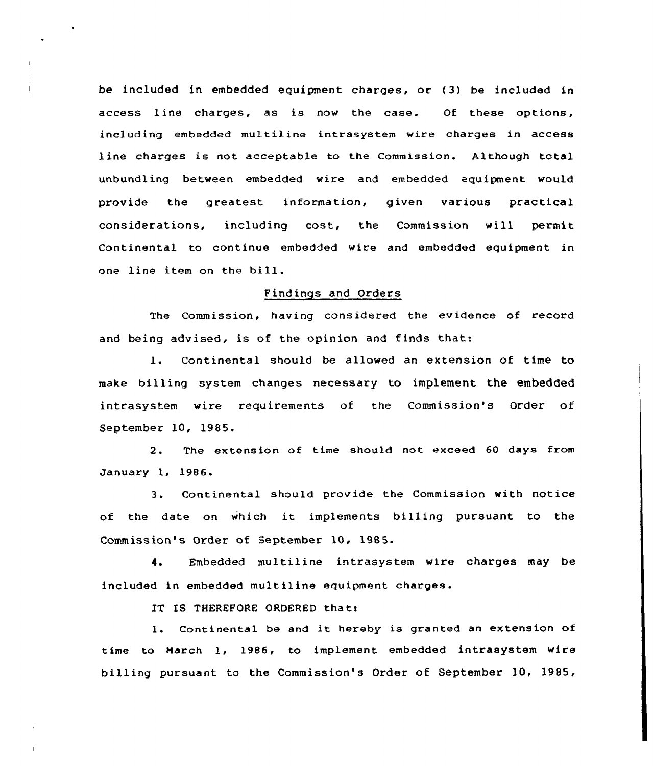be included in embedded equipment charges, or (3) be included in access line charges, as is now the case. Of these options, including embedded multiline intrasystem wire charges in access line charges is not acceptable to the Commission. Although total unbundling between embedded wire and embedded equipment would provide the greatest information, given various practical considerations, including cost, the Commission will permit Continental to continue embedded wire and embedded equipment in one line item on the bill.

## Findings and Orders

The Commission, having considered the evidence of record and being advised, is of the opinion and finds that:

1. Continental should be allowed an extension of time to make billing system changes necessary to implement the embedded intrasystem wire requirements of the Commission's Order of September 10, 1985.

2. The extension of time should not exceed 60 days from January 1, 1986.

3. Continental should provide the Commission with notice of the date on which it implements billing pursuant to the Commission's Order of September 10, 1985.

4. Embedded multiline intrasystem wire charges may be included in embedded multiline equipment charges.

IT IS THEREFORE ORDERED that:

1. Continental be and it hereby is granted an extension of time to March 1, 1986, to implement embedded intrasystem wire billing pursuant to the Commission's Order of September 10, 1985,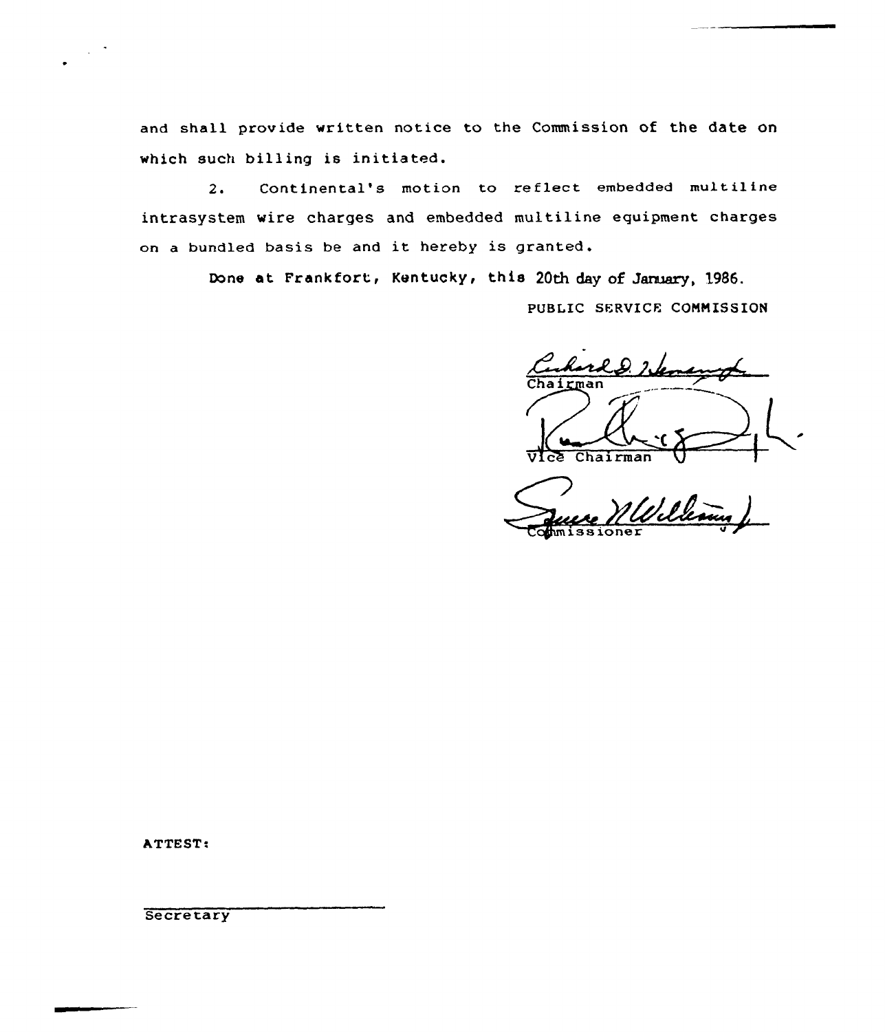and shall provide written notice to the Commission of the date on which such billing is initiated.

2. Continental's motion to reflect embedded multiline intrasystem wire charges and embedded multiline equipment charges on a bundled basis be and it hereby is granted.

Done at Frankfort, Kentucky, this 20th day of January, 1986.

PUBLIC SERVICE COMMISSION

Chairman

Vice Chairman

Commissioner

ATTEST:

Secretary